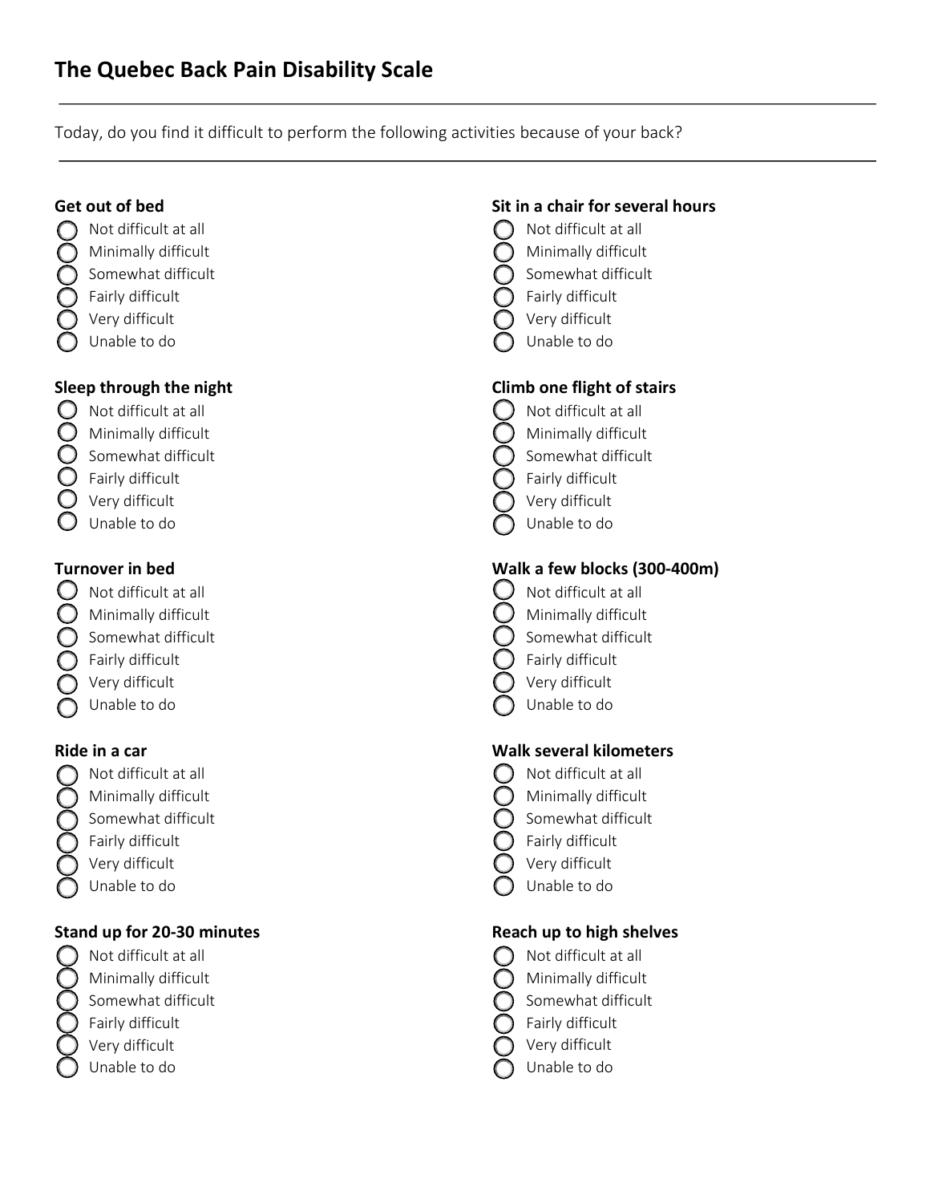# The Quebec Back Pain Disability Scale

Today, do you find it difficult to perform the following activities because of your back?

**Get out of bed**

- Not difficult at all
- Minimally difficult
- Somewhat difficult
- Fairly difficult
- Very difficult
- Unable to do

**Sleep through the night**

- Not difficult at all
- Minimally difficult
- Somewhat difficult
- Fairly difficult
- Very difficult
- Unable to do

**Turnover in bed**

- Not difficult at all
- Minimally difficult
- Somewhat difficult
- Fairly difficult
- Very difficult
- Unable to do

**Ride in a car**

- Not difficult at all
- Minimally difficult
- Somewhat difficult
- Fairly difficult
- Very difficult
- Unable to do

**Stand up for 20-30 minutes**

- Not difficult at all
- Minimally difficult
- Somewhat difficult
- Fairly difficult
- Very difficult
- Unable to do

**Sit in a chair for several hours**

- Not difficult at all
- Minimally difficult
- Somewhat difficult
- Fairly difficult
- Very difficult
- Unable to do

**Climb one flight of stairs**

- Not difficult at all
- Minimally difficult
- Somewhat difficult
- Fairly difficult
- Very difficult
- Unable to do

**Walk a few blocks (300-400m)**

- Not difficult at all
- Minimally difficult
- Somewhat difficult
- Fairly difficult
- Very difficult
- Unable to do

**Walk several kilometers**

- Not difficult at all
- Minimally difficult
- Somewhat difficult
- Fairly difficult
- Very difficult
- Unable to do

**Reach up to high shelves**

- Not difficult at all
- Minimally difficult
- Somewhat difficult
- Fairly difficult
- Very difficult
- Unable to do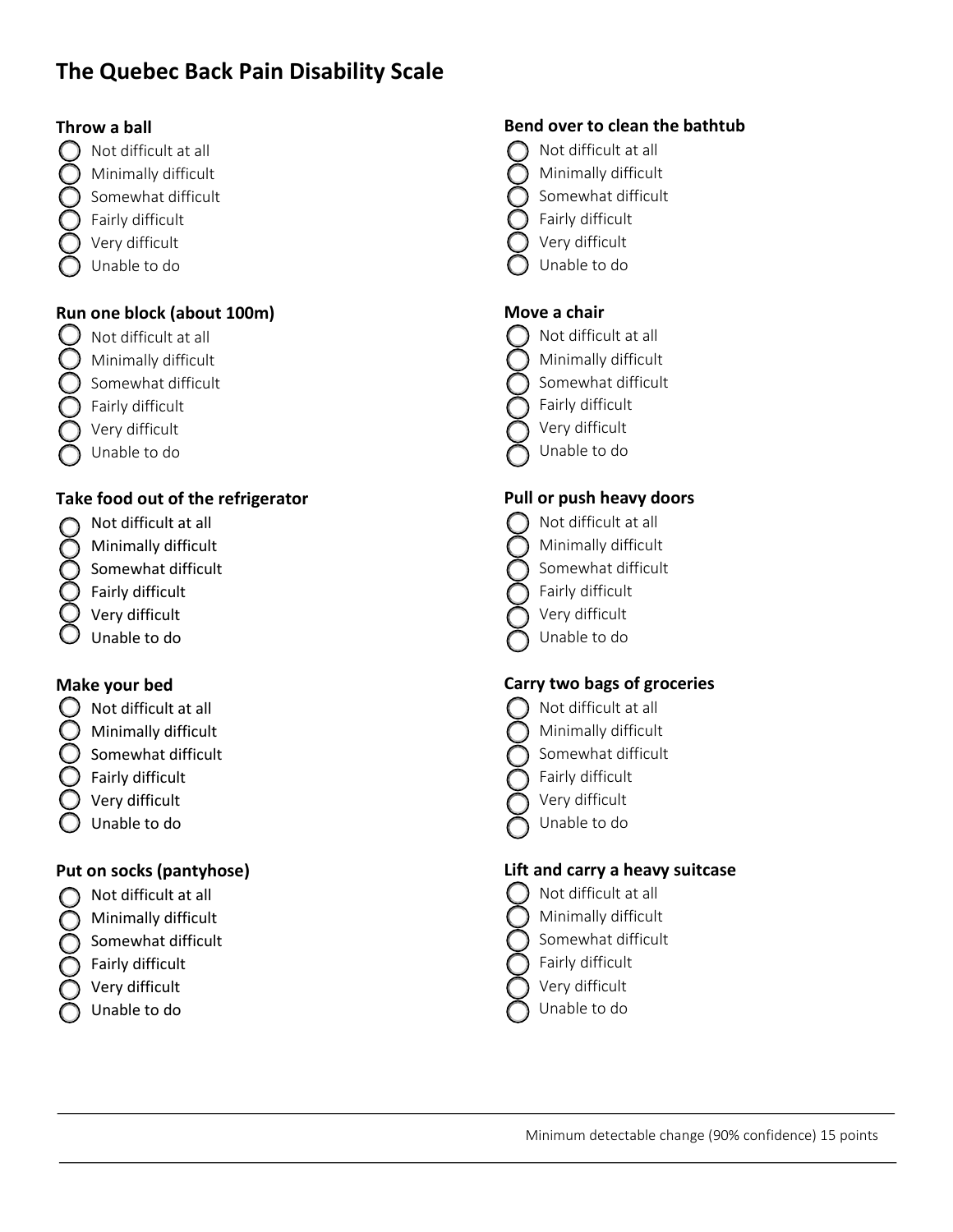# The Quebec Back Pain Disability Scale

### Throw a ball

- Not difficult at all
- Minimally difficult
- Somewhat difficult
- Fairly difficult
- Very difficult
- Unable to do

### Run one block (about 100m)

- Not difficult at all
- Minimally difficult
- Somewhat difficult
- Fairly difficult
- Very difficult
- Unable to do

### Take food out of the refrigerator

- Not difficult at all
- Minimally difficult
- Somewhat difficult
- Fairly difficult
- Very difficult
- Unable to do

### Make your bed

- Not difficult at all
- Minimally difficult
- Somewhat difficult
- Fairly difficult
- Very difficult
- Unable to do

### Put on socks (pantyhose)

- Not difficult at all
- Minimally difficult
- Somewhat difficult
- Fairly difficult
- Very difficult
- Unable to do

### Bend over to clean the bathtub

- Not difficult at all
- Minimally difficult
- Somewhat difficult
- Fairly difficult
- Very difficult
- Unable to do

### Move a chair

- Not difficult at all
- Minimally difficult
- Somewhat difficult
- Fairly difficult
- Very difficult
- Unable to do

### Pull or push heavy doors

- Not difficult at all
- Minimally difficult
- Somewhat difficult
- Fairly difficult
- Very difficult
- Unable to do

### Carry two bags of groceries

- Not difficult at all
- Minimally difficult
- Somewhat difficult
- Fairly difficult
- Very difficult
- Unable to do

### Lift and carry a heavy suitcase

- Not difficult at all
- Minimally difficult
- Somewhat difficult
- Fairly difficult
- Very difficult
- Unable to do

---

Minimum detectable change (90% confidence) 15 points